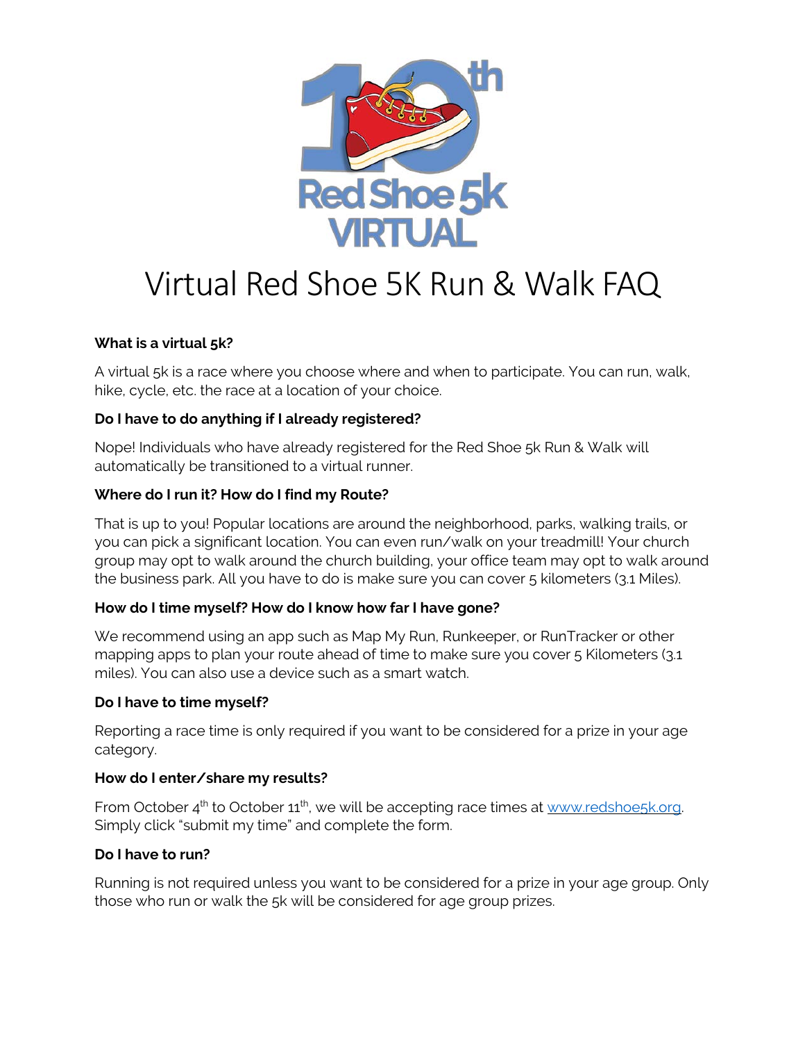# Virtual Red Shoe 5K Run & Walk FAQ

**What is a virtual 5k?**

A virtual 5k is a race where you choose where and when to participate. You can run, walk, hike, cycle, etc. the race at a location of your choice.

**Do I have to do anything if I already registered?**

Nope! Individuals who have already registered for the Red Shoe 5k Run & Walk will automatically be transitioned to a virtual runner.

**Where do I run it? How do I find my Route?**

That is up to you! Popular locations are around the neighborhood, parks, walking trails, or you can pick a significant location. You can even run/walk on your treadmill! Your church group may opt to walk around the church building, your office team may opt to walk around the business park. All you have to do is make sure you can cover 5 kilometers (3.1 Miles).

**How do I time myself? How do I know how far I have gone?**

We recommend using an app such as Map My Run, Runkeeper, or RunTracker or other mapping apps to plan your route ahead of time to make sure you cover 5 Kilometers (3.1 miles). You can also use a device such as a smart watch.

**Do I have to time myself?**

Reporting a race time is only required if you want to be considered for a prize in your age category.

**How do I enter/share my results?**

From October 4th to October 11th, we will be accepting race times at [www.redshoe5k.org](http://www.redshoe5k.org). Simply click "submit my time" and complete the form.

**Do I have to run?**

Running is not required unless you want to be considered for a prize in your age group. Only those who run or walk the 5k will be considered for age group prizes.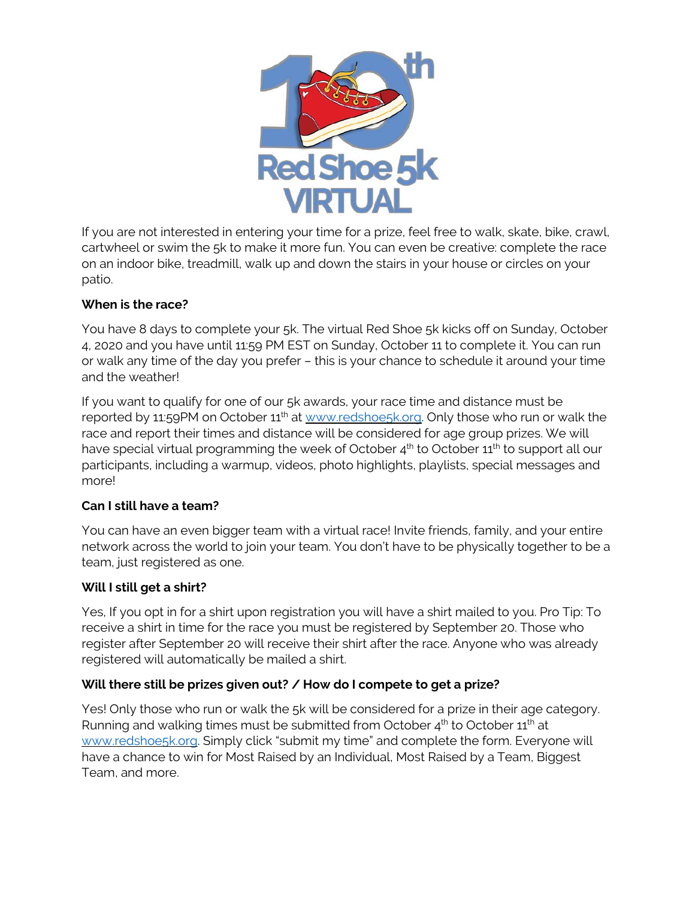If you are not interested in entering your time for a prize, feel free to walk, skate, bike, crawl, cartwheel or swim the 5k to make it more fun. You can even be creative: complete the race on an indoor bike, treadmill, walk up and down the stairs in your house or circles on your patio.

**When is the race?**

You have 8 days to complete your 5k. The virtual Red Shoe 5k kicks off on Sunday, October 4, 2020 and you have until 11:59 PM EST on Sunday, October 11 to complete it. You can run or walk any time of the day you prefer – this is your chance to schedule it around your time and the weather!

If you want to qualify for one of our 5k awards, your race time and distance must be reported by 11:59PM on October 11th at www.redshoe5k.org. Only those who run or walk the race and report their times and distance will be considered for age group prizes. We will have special virtual programming the week of October 4th to October 11th to support all our participants, including a warmup, videos, photo highlights, playlists, special messages and more!

**Can I still have a team?**

You can have an even bigger team with a virtual race! Invite friends, family, and your entire network across the world to join your team. You don't have to be physically together to be a team, just registered as one.

**Will I still get a shirt?**

Yes, If you opt in for a shirt upon registration you will have a shirt mailed to you. Pro Tip: To receive a shirt in time for the race you must be registered by September 20. Those who register after September 20 will receive their shirt after the race. Anyone who was already registered will automatically be mailed a shirt.

**Will there still be prizes given out? / How do I compete to get a prize?**

Yes! Only those who run or walk the 5k will be considered for a prize in their age category. Running and walking times must be submitted from October 4th to October 11th at www.redshoe5k.org. Simply click "submit my time" and complete the form. Everyone will have a chance to win for Most Raised by an Individual, Most Raised by a Team, Biggest Team, and more.